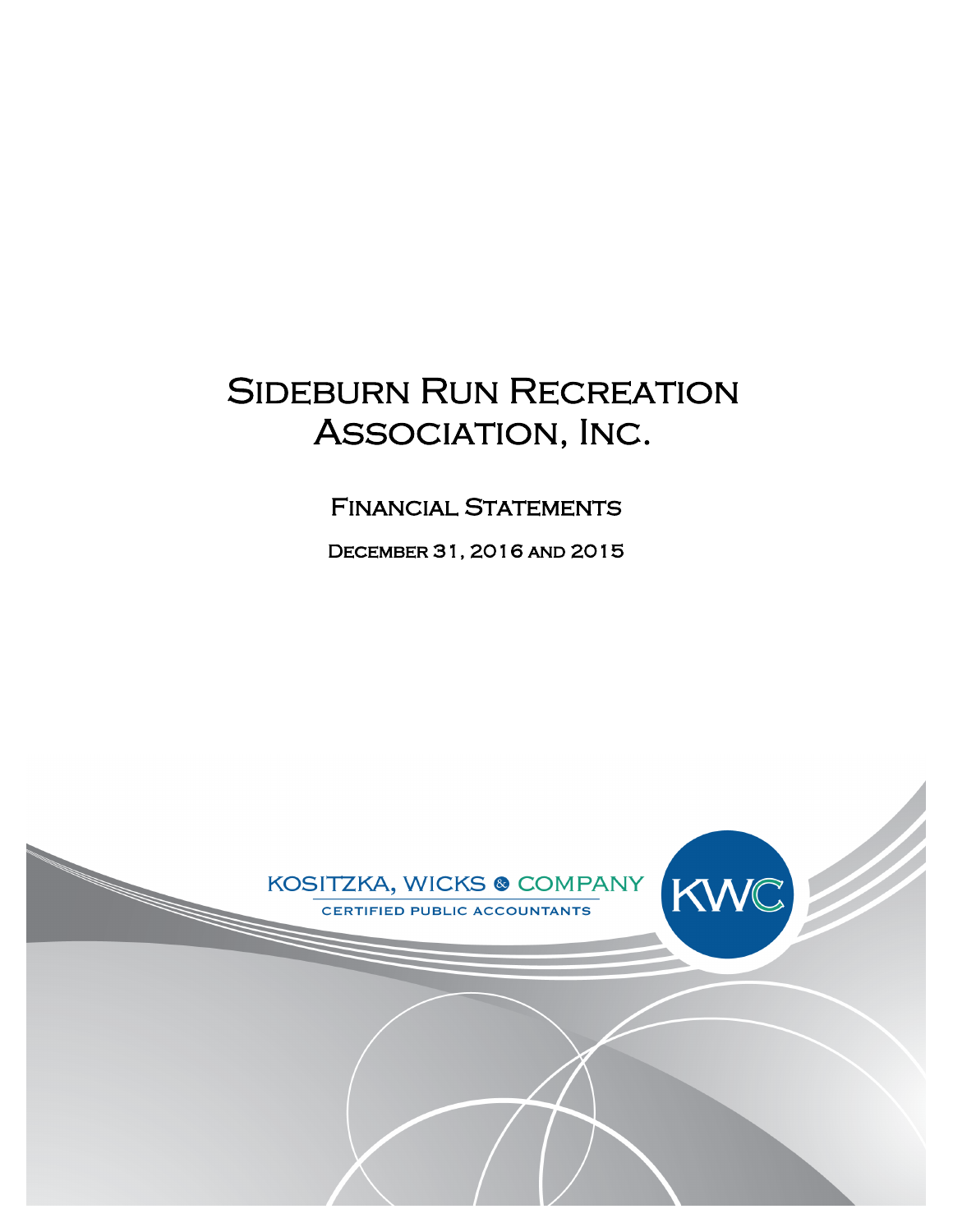# Sideburn Run Recreation Association, Inc.

## Financial Statements

**December 31, 2016 and 2015**

KOSITZKA, WICKS & COMPANY

CERTIFIED PUBLIC ACCOUNTANTS

KWC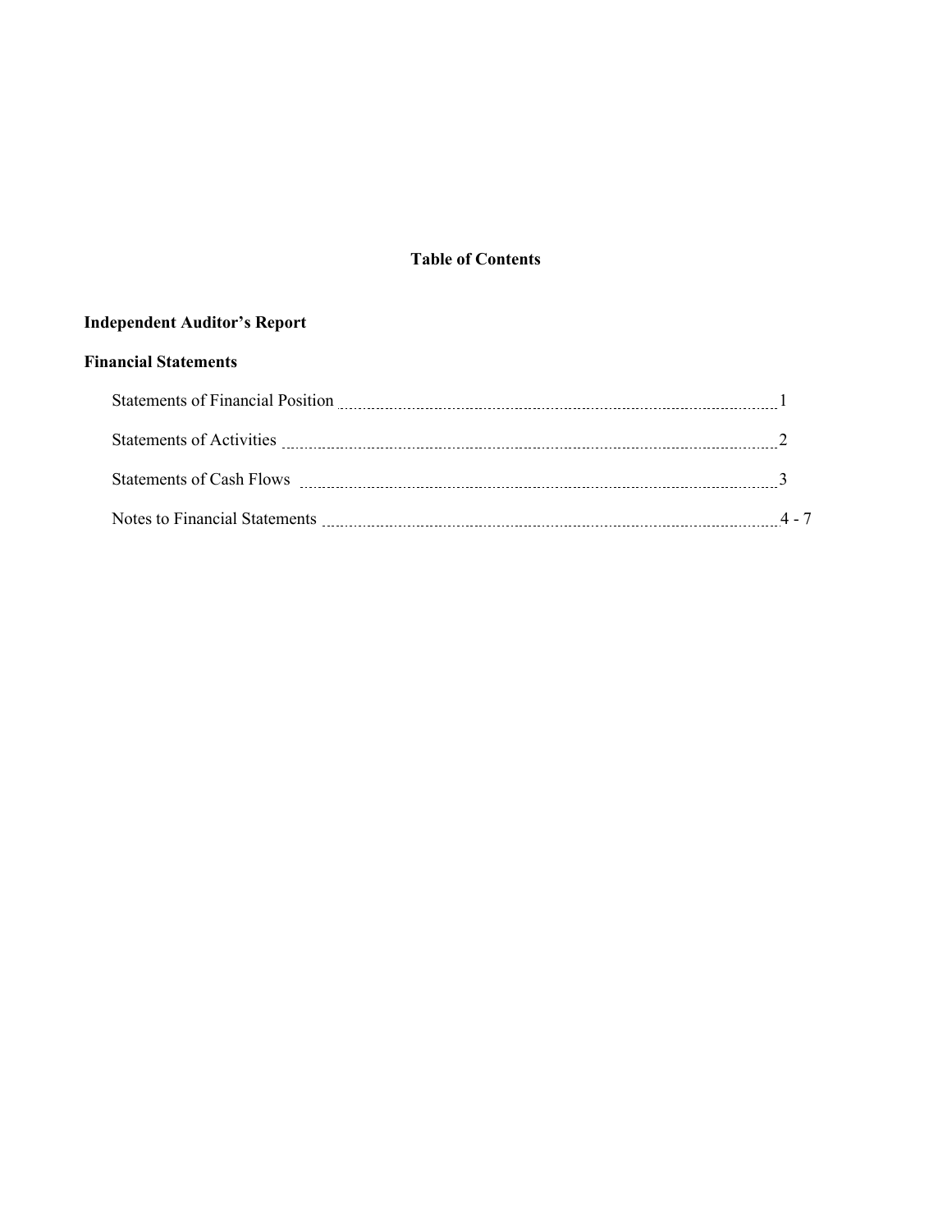# Table of Contents

**Independent Auditor's Report**

**Financial Statements**

| | |
|---|---|
| Statements of Financial Position | 1 |
| Statements of Activities | 2 |
| Statements of Cash Flows | 3 |
| Notes to Financial Statements | 4 - 7 |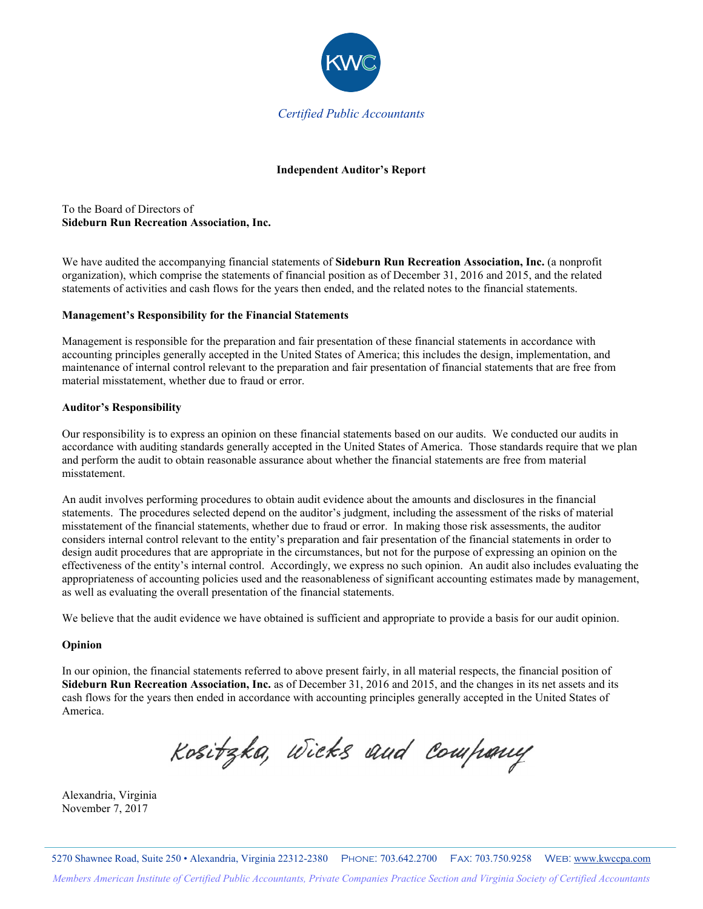KWC

*Certified Public Accountants*

**Independent Auditor's Report**

To the Board of Directors of
**Sideburn Run Recreation Association, Inc.**

We have audited the accompanying financial statements of **Sideburn Run Recreation Association, Inc.** (a nonprofit organization), which comprise the statements of financial position as of December 31, 2016 and 2015, and the related statements of activities and cash flows for the years then ended, and the related notes to the financial statements.

**Management's Responsibility for the Financial Statements**

Management is responsible for the preparation and fair presentation of these financial statements in accordance with accounting principles generally accepted in the United States of America; this includes the design, implementation, and maintenance of internal control relevant to the preparation and fair presentation of financial statements that are free from material misstatement, whether due to fraud or error.

**Auditor's Responsibility**

Our responsibility is to express an opinion on these financial statements based on our audits. We conducted our audits in accordance with auditing standards generally accepted in the United States of America. Those standards require that we plan and perform the audit to obtain reasonable assurance about whether the financial statements are free from material misstatement.

An audit involves performing procedures to obtain audit evidence about the amounts and disclosures in the financial statements. The procedures selected depend on the auditor's judgment, including the assessment of the risks of material misstatement of the financial statements, whether due to fraud or error. In making those risk assessments, the auditor considers internal control relevant to the entity's preparation and fair presentation of the financial statements in order to design audit procedures that are appropriate in the circumstances, but not for the purpose of expressing an opinion on the effectiveness of the entity's internal control. Accordingly, we express no such opinion. An audit also includes evaluating the appropriateness of accounting policies used and the reasonableness of significant accounting estimates made by management, as well as evaluating the overall presentation of the financial statements.

We believe that the audit evidence we have obtained is sufficient and appropriate to provide a basis for our audit opinion.

**Opinion**

In our opinion, the financial statements referred to above present fairly, in all material respects, the financial position of **Sideburn Run Recreation Association, Inc.** as of December 31, 2016 and 2015, and the changes in its net assets and its cash flows for the years then ended in accordance with accounting principles generally accepted in the United States of America.

*Kositzka, Wicks and Company*

Alexandria, Virginia
November 7, 2017

5270 Shawnee Road, Suite 250 • Alexandria, Virginia 22312-2380 PHONE: 703.642.2700 FAX: 703.750.9258 WEB: www.kwccpa.com

*Members American Institute of Certified Public Accountants, Private Companies Practice Section and Virginia Society of Certified Accountants*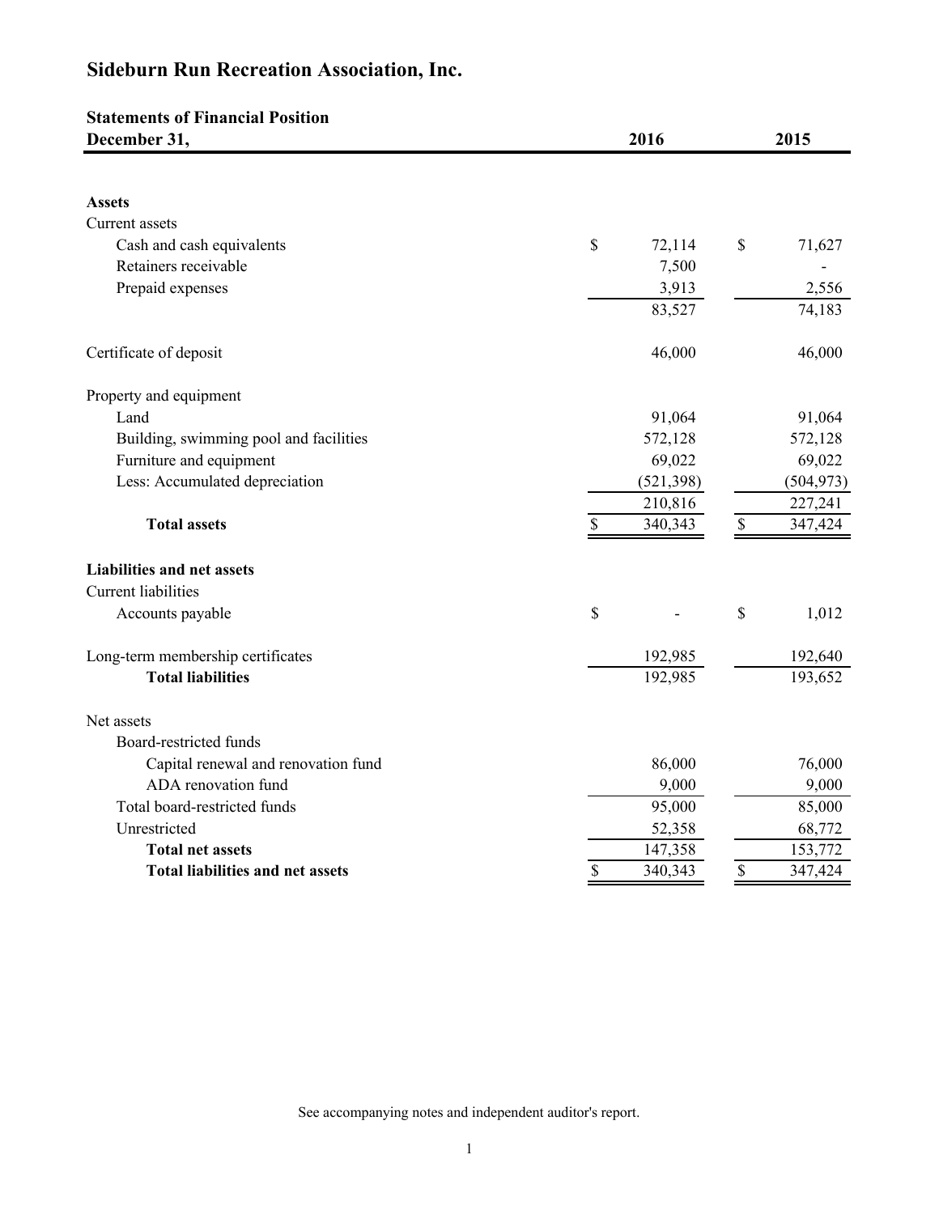# Sideburn Run Recreation Association, Inc.

## Statements of Financial Position

| December 31, | 2016 | 2015 |
|---|---|---|
| **Assets** | | |
| Current assets | | |
| Cash and cash equivalents | $ 72,114 | $ 71,627 |
| Retainers receivable | 7,500 | - |
| Prepaid expenses | 3,913 | 2,556 |
| | 83,527 | 74,183 |
| Certificate of deposit | 46,000 | 46,000 |
| Property and equipment | | |
| Land | 91,064 | 91,064 |
| Building, swimming pool and facilities | 572,128 | 572,128 |
| Furniture and equipment | 69,022 | 69,022 |
| Less: Accumulated depreciation | (521,398) | (504,973) |
| | 210,816 | 227,241 |
| **Total assets** | $ 340,343 | $ 347,424 |
| **Liabilities and net assets** | | |
| Current liabilities | | |
| Accounts payable | $ - | $ 1,012 |
| Long-term membership certificates | 192,985 | 192,640 |
| **Total liabilities** | 192,985 | 193,652 |
| Net assets | | |
| Board-restricted funds | | |
| Capital renewal and renovation fund | 86,000 | 76,000 |
| ADA renovation fund | 9,000 | 9,000 |
| Total board-restricted funds | 95,000 | 85,000 |
| Unrestricted | 52,358 | 68,772 |
| **Total net assets** | 147,358 | 153,772 |
| **Total liabilities and net assets** | $ 340,343 | $ 347,424 |

See accompanying notes and independent auditor's report.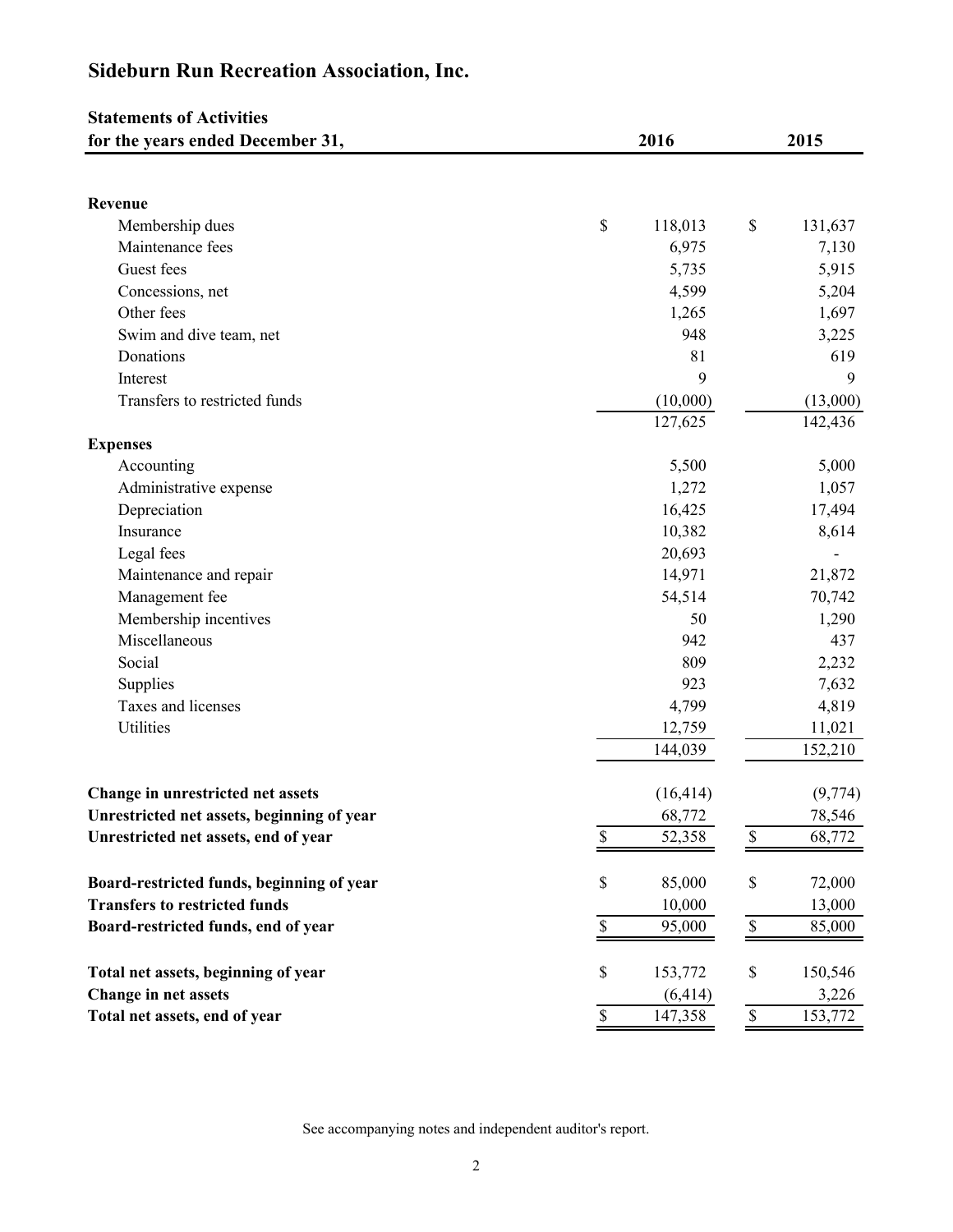# Sideburn Run Recreation Association, Inc.

**Statements of Activities**
**for the years ended December 31,**

| | 2016 | 2015 |
|---|---|---|
| **Revenue** | | |
| Membership dues | $ 118,013 | $ 131,637 |
| Maintenance fees | 6,975 | 7,130 |
| Guest fees | 5,735 | 5,915 |
| Concessions, net | 4,599 | 5,204 |
| Other fees | 1,265 | 1,697 |
| Swim and dive team, net | 948 | 3,225 |
| Donations | 81 | 619 |
| Interest | 9 | 9 |
| Transfers to restricted funds | (10,000) | (13,000) |
| | 127,625 | 142,436 |
| **Expenses** | | |
| Accounting | 5,500 | 5,000 |
| Administrative expense | 1,272 | 1,057 |
| Depreciation | 16,425 | 17,494 |
| Insurance | 10,382 | 8,614 |
| Legal fees | 20,693 | - |
| Maintenance and repair | 14,971 | 21,872 |
| Management fee | 54,514 | 70,742 |
| Membership incentives | 50 | 1,290 |
| Miscellaneous | 942 | 437 |
| Social | 809 | 2,232 |
| Supplies | 923 | 7,632 |
| Taxes and licenses | 4,799 | 4,819 |
| Utilities | 12,759 | 11,021 |
| | 144,039 | 152,210 |
| **Change in unrestricted net assets** | (16,414) | (9,774) |
| **Unrestricted net assets, beginning of year** | 68,772 | 78,546 |
| **Unrestricted net assets, end of year** | $ 52,358 | $ 68,772 |
| **Board-restricted funds, beginning of year** | $ 85,000 | $ 72,000 |
| **Transfers to restricted funds** | 10,000 | 13,000 |
| **Board-restricted funds, end of year** | $ 95,000 | $ 85,000 |
| **Total net assets, beginning of year** | $ 153,772 | $ 150,546 |
| **Change in net assets** | (6,414) | 3,226 |
| **Total net assets, end of year** | $ 147,358 | $ 153,772 |

See accompanying notes and independent auditor's report.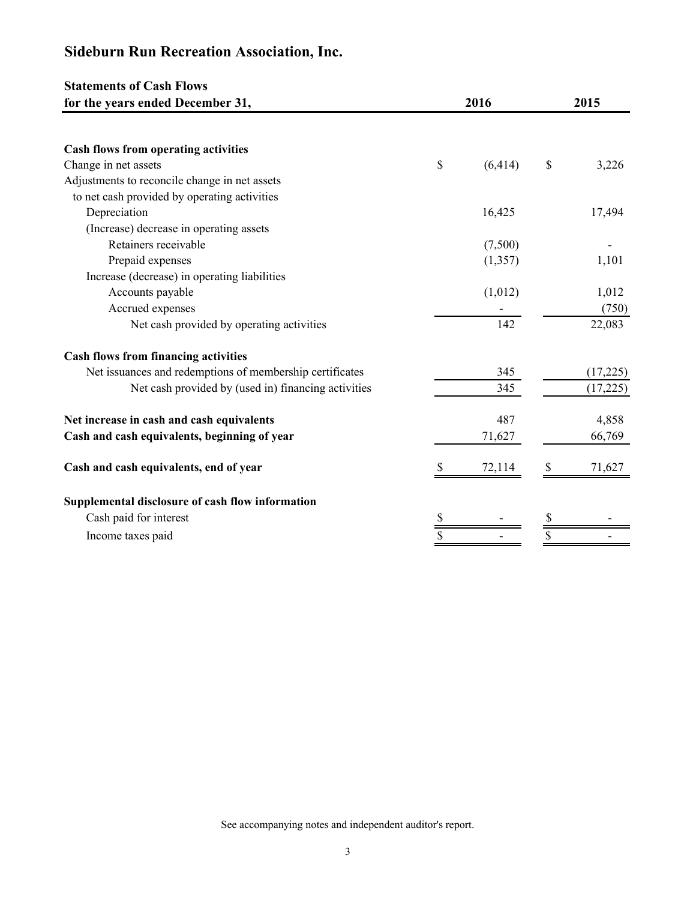# Sideburn Run Recreation Association, Inc.

## Statements of Cash Flows

| for the years ended December 31, | 2016 | 2015 |
|---|---|---|
| **Cash flows from operating activities** | | |
| Change in net assets | $ (6,414) | $ 3,226 |
| Adjustments to reconcile change in net assets to net cash provided by operating activities | | |
| Depreciation | 16,425 | 17,494 |
| (Increase) decrease in operating assets | | |
| Retainers receivable | (7,500) | - |
| Prepaid expenses | (1,357) | 1,101 |
| Increase (decrease) in operating liabilities | | |
| Accounts payable | (1,012) | 1,012 |
| Accrued expenses | - | (750) |
| Net cash provided by operating activities | 142 | 22,083 |
| **Cash flows from financing activities** | | |
| Net issuances and redemptions of membership certificates | 345 | (17,225) |
| Net cash provided by (used in) financing activities | 345 | (17,225) |
| **Net increase in cash and cash equivalents** | 487 | 4,858 |
| **Cash and cash equivalents, beginning of year** | 71,627 | 66,769 |
| **Cash and cash equivalents, end of year** | $ 72,114 | $ 71,627 |
| **Supplemental disclosure of cash flow information** | | |
| Cash paid for interest | $ - | $ - |
| Income taxes paid | $ - | $ - |

See accompanying notes and independent auditor's report.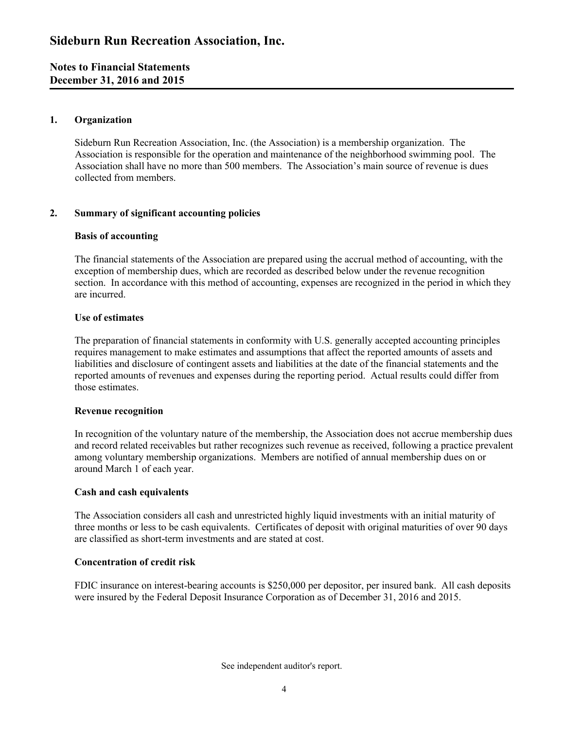# Sideburn Run Recreation Association, Inc.

## Notes to Financial Statements
## December 31, 2016 and 2015

### 1. Organization

Sideburn Run Recreation Association, Inc. (the Association) is a membership organization. The Association is responsible for the operation and maintenance of the neighborhood swimming pool. The Association shall have no more than 500 members. The Association's main source of revenue is dues collected from members.

### 2. Summary of significant accounting policies

**Basis of accounting**

The financial statements of the Association are prepared using the accrual method of accounting, with the exception of membership dues, which are recorded as described below under the revenue recognition section. In accordance with this method of accounting, expenses are recognized in the period in which they are incurred.

**Use of estimates**

The preparation of financial statements in conformity with U.S. generally accepted accounting principles requires management to make estimates and assumptions that affect the reported amounts of assets and liabilities and disclosure of contingent assets and liabilities at the date of the financial statements and the reported amounts of revenues and expenses during the reporting period. Actual results could differ from those estimates.

**Revenue recognition**

In recognition of the voluntary nature of the membership, the Association does not accrue membership dues and record related receivables but rather recognizes such revenue as received, following a practice prevalent among voluntary membership organizations. Members are notified of annual membership dues on or around March 1 of each year.

**Cash and cash equivalents**

The Association considers all cash and unrestricted highly liquid investments with an initial maturity of three months or less to be cash equivalents. Certificates of deposit with original maturities of over 90 days are classified as short-term investments and are stated at cost.

**Concentration of credit risk**

FDIC insurance on interest-bearing accounts is $250,000 per depositor, per insured bank. All cash deposits were insured by the Federal Deposit Insurance Corporation as of December 31, 2016 and 2015.

See independent auditor's report.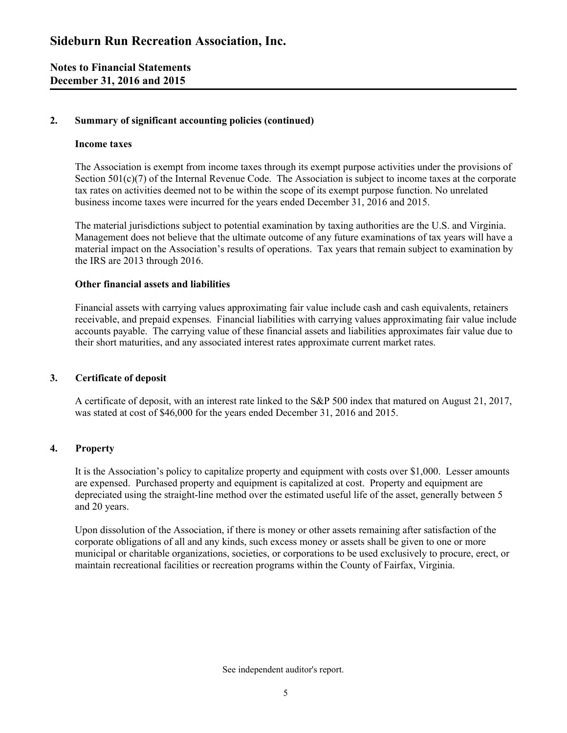## 2. Summary of significant accounting policies (continued)

### Income taxes

The Association is exempt from income taxes through its exempt purpose activities under the provisions of Section 501(c)(7) of the Internal Revenue Code. The Association is subject to income taxes at the corporate tax rates on activities deemed not to be within the scope of its exempt purpose function. No unrelated business income taxes were incurred for the years ended December 31, 2016 and 2015.

The material jurisdictions subject to potential examination by taxing authorities are the U.S. and Virginia. Management does not believe that the ultimate outcome of any future examinations of tax years will have a material impact on the Association's results of operations. Tax years that remain subject to examination by the IRS are 2013 through 2016.

### Other financial assets and liabilities

Financial assets with carrying values approximating fair value include cash and cash equivalents, retainers receivable, and prepaid expenses. Financial liabilities with carrying values approximating fair value include accounts payable. The carrying value of these financial assets and liabilities approximates fair value due to their short maturities, and any associated interest rates approximate current market rates.

## 3. Certificate of deposit

A certificate of deposit, with an interest rate linked to the S&P 500 index that matured on August 21, 2017, was stated at cost of $46,000 for the years ended December 31, 2016 and 2015.

## 4. Property

It is the Association's policy to capitalize property and equipment with costs over $1,000. Lesser amounts are expensed. Purchased property and equipment is capitalized at cost. Property and equipment are depreciated using the straight-line method over the estimated useful life of the asset, generally between 5 and 20 years.

Upon dissolution of the Association, if there is money or other assets remaining after satisfaction of the corporate obligations of all and any kinds, such excess money or assets shall be given to one or more municipal or charitable organizations, societies, or corporations to be used exclusively to procure, erect, or maintain recreational facilities or recreation programs within the County of Fairfax, Virginia.

See independent auditor's report.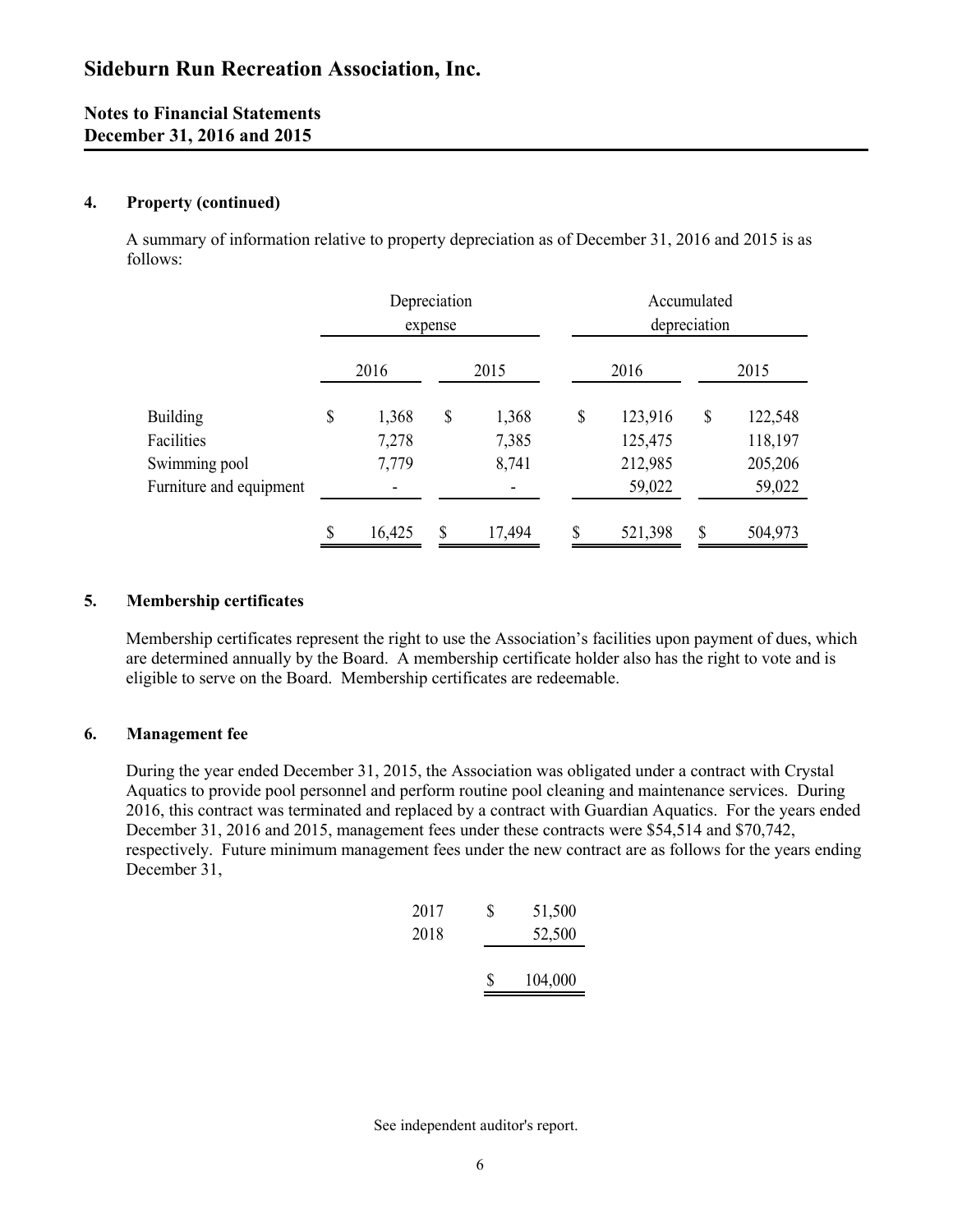# Sideburn Run Recreation Association, Inc.

**Notes to Financial Statements**
**December 31, 2016 and 2015**

### 4. Property (continued)

A summary of information relative to property depreciation as of December 31, 2016 and 2015 is as follows:

| | Depreciation expense | | Accumulated depreciation | |
|---|---|---|---|---|
| | 2016 | 2015 | 2016 | 2015 |
| Building | $ 1,368 | $ 1,368 | $ 123,916 | $ 122,548 |
| Facilities | 7,278 | 7,385 | 125,475 | 118,197 |
| Swimming pool | 7,779 | 8,741 | 212,985 | 205,206 |
| Furniture and equipment | - | - | 59,022 | 59,022 |
| | $ 16,425 | $ 17,494 | $ 521,398 | $ 504,973 |

### 5. Membership certificates

Membership certificates represent the right to use the Association's facilities upon payment of dues, which are determined annually by the Board. A membership certificate holder also has the right to vote and is eligible to serve on the Board. Membership certificates are redeemable.

### 6. Management fee

During the year ended December 31, 2015, the Association was obligated under a contract with Crystal Aquatics to provide pool personnel and perform routine pool cleaning and maintenance services. During 2016, this contract was terminated and replaced by a contract with Guardian Aquatics. For the years ended December 31, 2016 and 2015, management fees under these contracts were $54,514 and $70,742, respectively. Future minimum management fees under the new contract are as follows for the years ending December 31,

| | |
|---|---|
| 2017 | $ 51,500 |
| 2018 | 52,500 |
| | $ 104,000 |

See independent auditor's report.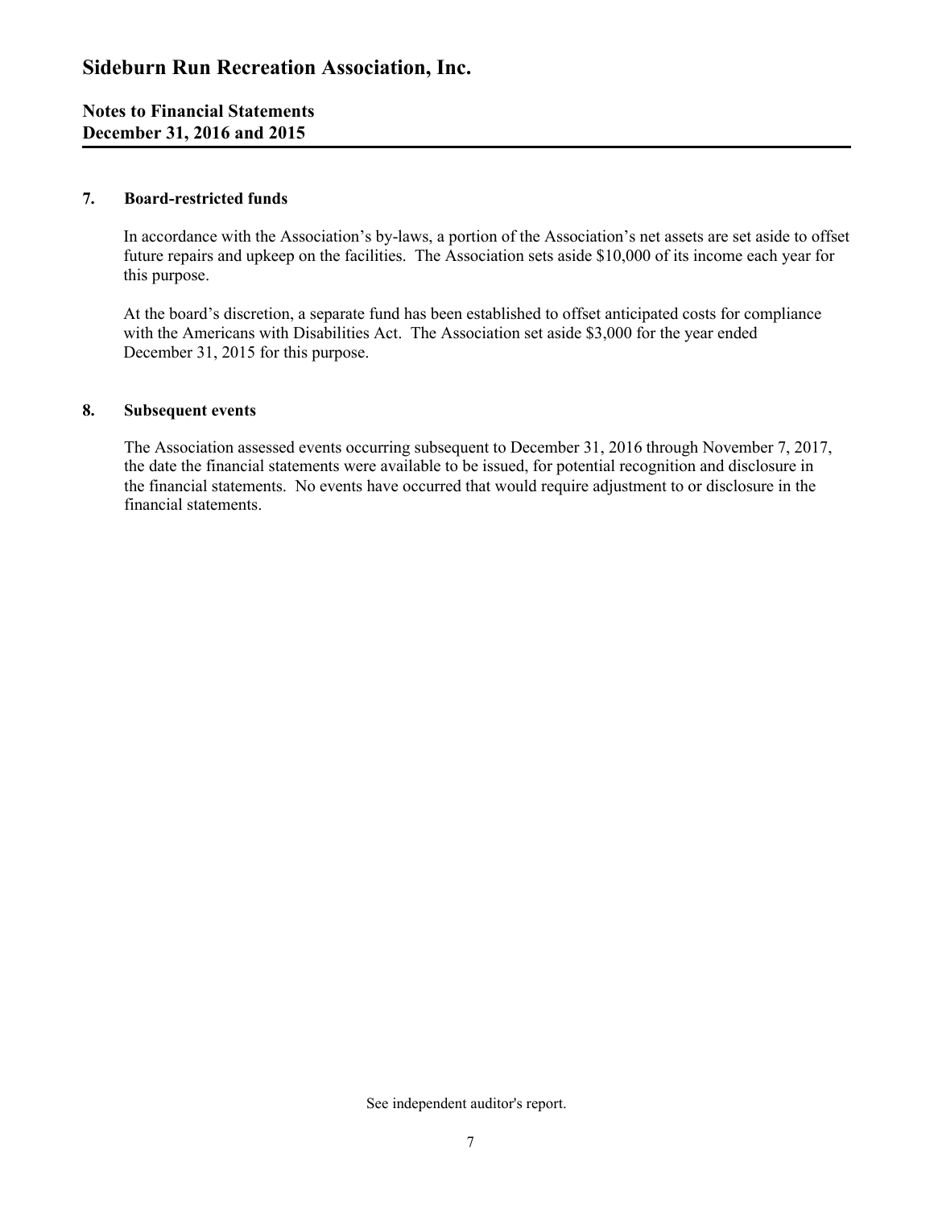# Sideburn Run Recreation Association, Inc.

**Notes to Financial Statements**
**December 31, 2016 and 2015**

## 7. Board-restricted funds

In accordance with the Association's by-laws, a portion of the Association's net assets are set aside to offset future repairs and upkeep on the facilities. The Association sets aside \$10,000 of its income each year for this purpose.

At the board's discretion, a separate fund has been established to offset anticipated costs for compliance with the Americans with Disabilities Act. The Association set aside \$3,000 for the year ended December 31, 2015 for this purpose.

## 8. Subsequent events

The Association assessed events occurring subsequent to December 31, 2016 through November 7, 2017, the date the financial statements were available to be issued, for potential recognition and disclosure in the financial statements. No events have occurred that would require adjustment to or disclosure in the financial statements.

See independent auditor's report.